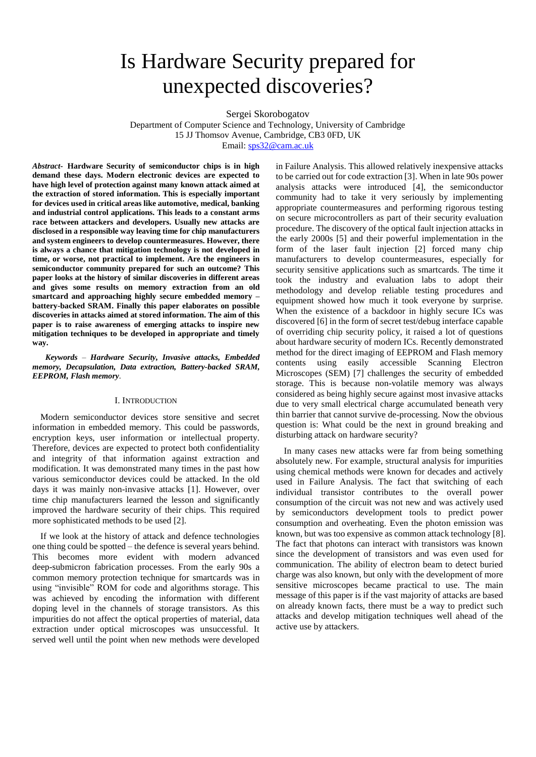# Is Hardware Security prepared for unexpected discoveries?

Sergei Skorobogatov
Department of Computer Science and Technology, University of Cambridge
15 JJ Thomsov Avenue, Cambridge, CB3 0FD, UK
Email: sps32@cam.ac.uk

***Abstract*- Hardware Security of semiconductor chips is in high demand these days. Modern electronic devices are expected to have high level of protection against many known attack aimed at the extraction of stored information. This is especially important for devices used in critical areas like automotive, medical, banking and industrial control applications. This leads to a constant arms race between attackers and developers. Usually new attacks are disclosed in a responsible way leaving time for chip manufacturers and system engineers to develop countermeasures. However, there is always a chance that mitigation technology is not developed in time, or worse, not practical to implement. Are the engineers in semiconductor community prepared for such an outcome? This paper looks at the history of similar discoveries in different areas and gives some results on memory extraction from an old smartcard and approaching highly secure embedded memory – battery-backed SRAM. Finally this paper elaborates on possible discoveries in attacks aimed at stored information. The aim of this paper is to raise awareness of emerging attacks to inspire new mitigation techniques to be developed in appropriate and timely way.**

***Keywords** – **Hardware Security, Invasive attacks, Embedded memory, Decapsulation, Data extraction, Battery-backed SRAM, EEPROM, Flash memory**.*

## I. Introduction

Modern semiconductor devices store sensitive and secret information in embedded memory. This could be passwords, encryption keys, user information or intellectual property. Therefore, devices are expected to protect both confidentiality and integrity of that information against extraction and modification. It was demonstrated many times in the past how various semiconductor devices could be attacked. In the old days it was mainly non-invasive attacks [1]. However, over time chip manufacturers learned the lesson and significantly improved the hardware security of their chips. This required more sophisticated methods to be used [2].

If we look at the history of attack and defence technologies one thing could be spotted – the defence is several years behind. This becomes more evident with modern advanced deep-submicron fabrication processes. From the early 90s a common memory protection technique for smartcards was in using "invisible" ROM for code and algorithms storage. This was achieved by encoding the information with different doping level in the channels of storage transistors. As this impurities do not affect the optical properties of material, data extraction under optical microscopes was unsuccessful. It served well until the point when new methods were developed in Failure Analysis. This allowed relatively inexpensive attacks to be carried out for code extraction [3]. When in late 90s power analysis attacks were introduced [4], the semiconductor community had to take it very seriously by implementing appropriate countermeasures and performing rigorous testing on secure microcontrollers as part of their security evaluation procedure. The discovery of the optical fault injection attacks in the early 2000s [5] and their powerful implementation in the form of the laser fault injection [2] forced many chip manufacturers to develop countermeasures, especially for security sensitive applications such as smartcards. The time it took the industry and evaluation labs to adopt their methodology and develop reliable testing procedures and equipment showed how much it took everyone by surprise. When the existence of a backdoor in highly secure ICs was discovered [6] in the form of secret test/debug interface capable of overriding chip security policy, it raised a lot of questions about hardware security of modern ICs. Recently demonstrated method for the direct imaging of EEPROM and Flash memory contents using easily accessible Scanning Electron Microscopes (SEM) [7] challenges the security of embedded storage. This is because non-volatile memory was always considered as being highly secure against most invasive attacks due to very small electrical charge accumulated beneath very thin barrier that cannot survive de-processing. Now the obvious question is: What could be the next in ground breaking and disturbing attack on hardware security?

In many cases new attacks were far from being something absolutely new. For example, structural analysis for impurities using chemical methods were known for decades and actively used in Failure Analysis. The fact that switching of each individual transistor contributes to the overall power consumption of the circuit was not new and was actively used by semiconductors development tools to predict power consumption and overheating. Even the photon emission was known, but was too expensive as common attack technology [8]. The fact that photons can interact with transistors was known since the development of transistors and was even used for communication. The ability of electron beam to detect buried charge was also known, but only with the development of more sensitive microscopes became practical to use. The main message of this paper is if the vast majority of attacks are based on already known facts, there must be a way to predict such attacks and develop mitigation techniques well ahead of the active use by attackers.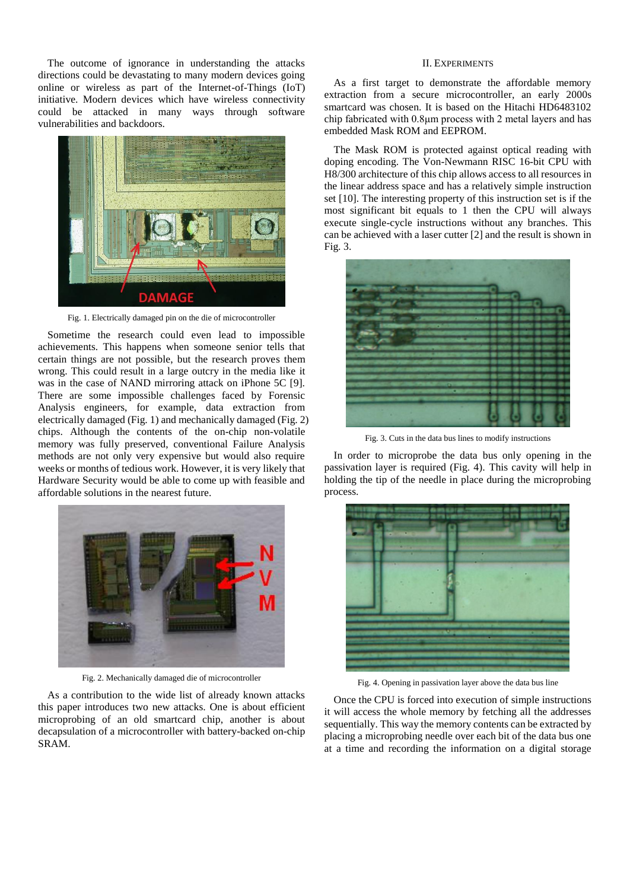The outcome of ignorance in understanding the attacks directions could be devastating to many modern devices going online or wireless as part of the Internet-of-Things (IoT) initiative. Modern devices which have wireless connectivity could be attacked in many ways through software vulnerabilities and backdoors.

Fig. 1. Electrically damaged pin on the die of microcontroller

Sometime the research could even lead to impossible achievements. This happens when someone senior tells that certain things are not possible, but the research proves them wrong. This could result in a large outcry in the media like it was in the case of NAND mirroring attack on iPhone 5C [9]. There are some impossible challenges faced by Forensic Analysis engineers, for example, data extraction from electrically damaged (Fig. 1) and mechanically damaged (Fig. 2) chips. Although the contents of the on-chip non-volatile memory was fully preserved, conventional Failure Analysis methods are not only very expensive but would also require weeks or months of tedious work. However, it is very likely that Hardware Security would be able to come up with feasible and affordable solutions in the nearest future.

Fig. 2. Mechanically damaged die of microcontroller

As a contribution to the wide list of already known attacks this paper introduces two new attacks. One is about efficient microprobing of an old smartcard chip, another is about decapsulation of a microcontroller with battery-backed on-chip SRAM.

## II. Experiments

As a first target to demonstrate the affordable memory extraction from a secure microcontroller, an early 2000s smartcard was chosen. It is based on the Hitachi HD6483102 chip fabricated with 0.8μm process with 2 metal layers and has embedded Mask ROM and EEPROM.

The Mask ROM is protected against optical reading with doping encoding. The Von-Newmann RISC 16-bit CPU with H8/300 architecture of this chip allows access to all resources in the linear address space and has a relatively simple instruction set [10]. The interesting property of this instruction set is if the most significant bit equals to 1 then the CPU will always execute single-cycle instructions without any branches. This can be achieved with a laser cutter [2] and the result is shown in Fig. 3.

Fig. 3. Cuts in the data bus lines to modify instructions

In order to microprobe the data bus only opening in the passivation layer is required (Fig. 4). This cavity will help in holding the tip of the needle in place during the microprobing process.

Fig. 4. Opening in passivation layer above the data bus line

Once the CPU is forced into execution of simple instructions it will access the whole memory by fetching all the addresses sequentially. This way the memory contents can be extracted by placing a microprobing needle over each bit of the data bus one at a time and recording the information on a digital storage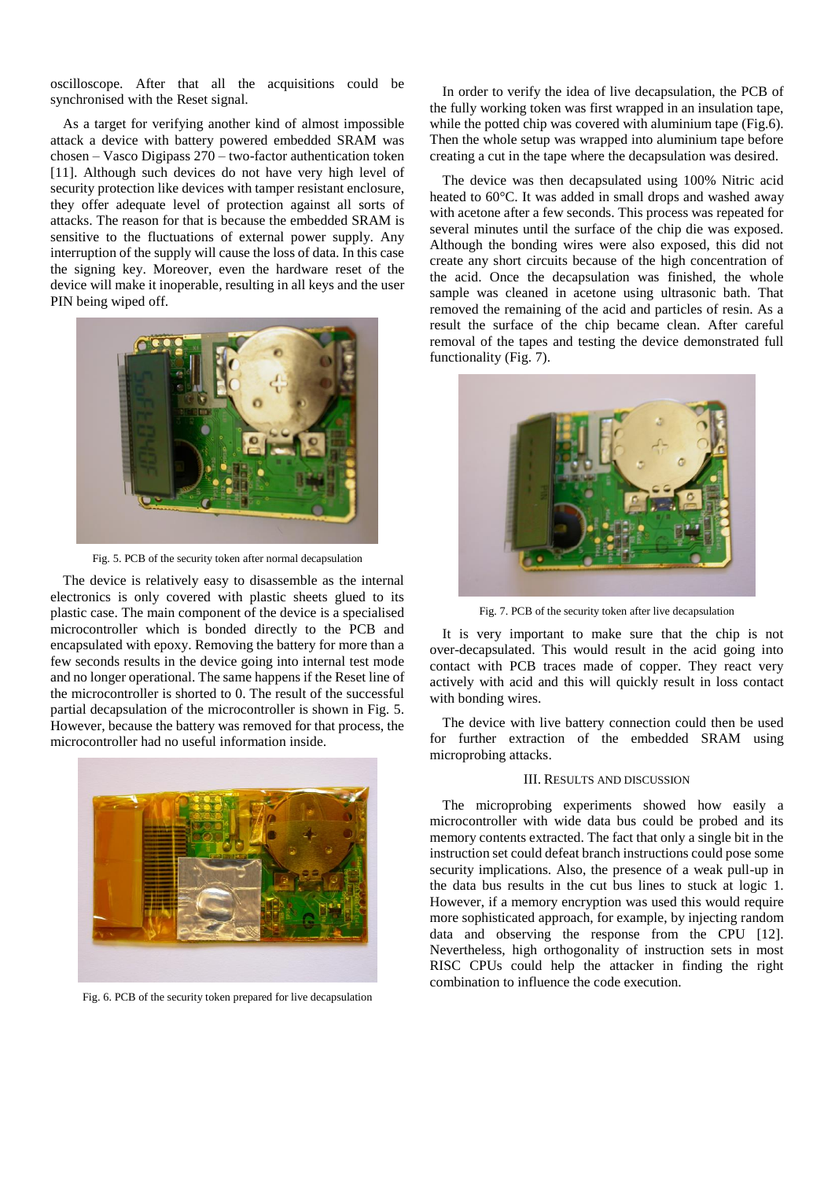oscilloscope. After that all the acquisitions could be synchronised with the Reset signal.

As a target for verifying another kind of almost impossible attack a device with battery powered embedded SRAM was chosen – Vasco Digipass 270 – two-factor authentication token [11]. Although such devices do not have very high level of security protection like devices with tamper resistant enclosure, they offer adequate level of protection against all sorts of attacks. The reason for that is because the embedded SRAM is sensitive to the fluctuations of external power supply. Any interruption of the supply will cause the loss of data. In this case the signing key. Moreover, even the hardware reset of the device will make it inoperable, resulting in all keys and the user PIN being wiped off.

Fig. 5. PCB of the security token after normal decapsulation

The device is relatively easy to disassemble as the internal electronics is only covered with plastic sheets glued to its plastic case. The main component of the device is a specialised microcontroller which is bonded directly to the PCB and encapsulated with epoxy. Removing the battery for more than a few seconds results in the device going into internal test mode and no longer operational. The same happens if the Reset line of the microcontroller is shorted to 0. The result of the successful partial decapsulation of the microcontroller is shown in Fig. 5. However, because the battery was removed for that process, the microcontroller had no useful information inside.

Fig. 6. PCB of the security token prepared for live decapsulation

In order to verify the idea of live decapsulation, the PCB of the fully working token was first wrapped in an insulation tape, while the potted chip was covered with aluminium tape (Fig.6). Then the whole setup was wrapped into aluminium tape before creating a cut in the tape where the decapsulation was desired.

The device was then decapsulated using 100% Nitric acid heated to 60°C. It was added in small drops and washed away with acetone after a few seconds. This process was repeated for several minutes until the surface of the chip die was exposed. Although the bonding wires were also exposed, this did not create any short circuits because of the high concentration of the acid. Once the decapsulation was finished, the whole sample was cleaned in acetone using ultrasonic bath. That removed the remaining of the acid and particles of resin. As a result the surface of the chip became clean. After careful removal of the tapes and testing the device demonstrated full functionality (Fig. 7).

Fig. 7. PCB of the security token after live decapsulation

It is very important to make sure that the chip is not over-decapsulated. This would result in the acid going into contact with PCB traces made of copper. They react very actively with acid and this will quickly result in loss contact with bonding wires.

The device with live battery connection could then be used for further extraction of the embedded SRAM using microprobing attacks.

## III. Results and Discussion

The microprobing experiments showed how easily a microcontroller with wide data bus could be probed and its memory contents extracted. The fact that only a single bit in the instruction set could defeat branch instructions could pose some security implications. Also, the presence of a weak pull-up in the data bus results in the cut bus lines to stuck at logic 1. However, if a memory encryption was used this would require more sophisticated approach, for example, by injecting random data and observing the response from the CPU [12]. Nevertheless, high orthogonality of instruction sets in most RISC CPUs could help the attacker in finding the right combination to influence the code execution.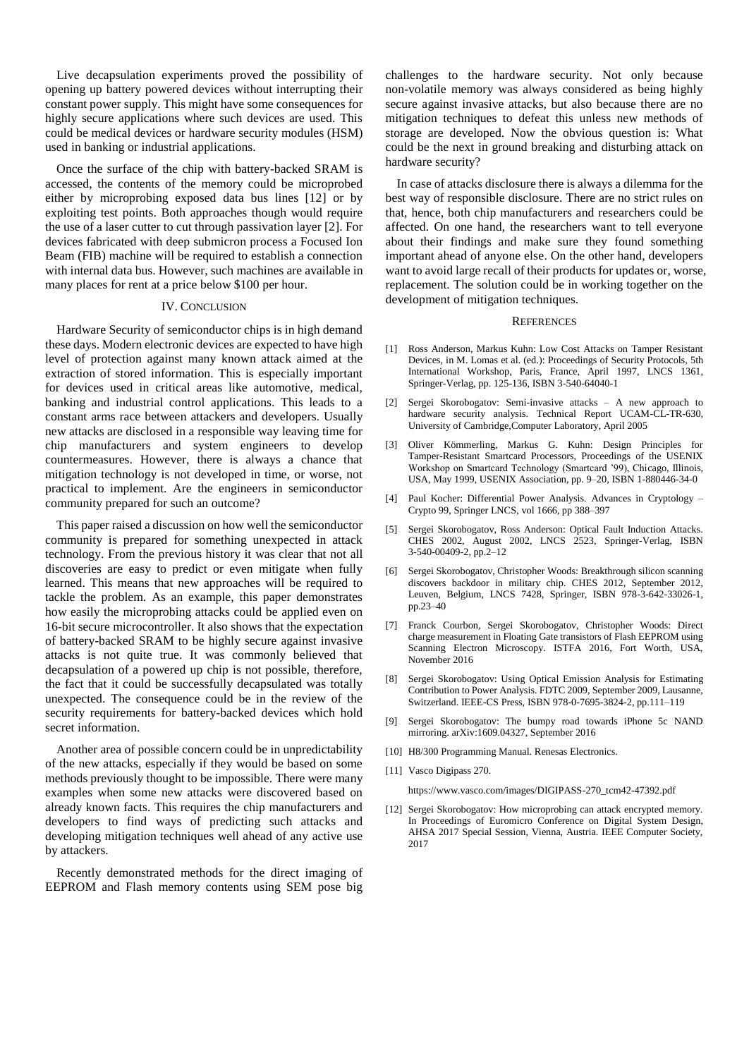Live decapsulation experiments proved the possibility of opening up battery powered devices without interrupting their constant power supply. This might have some consequences for highly secure applications where such devices are used. This could be medical devices or hardware security modules (HSM) used in banking or industrial applications.

Once the surface of the chip with battery-backed SRAM is accessed, the contents of the memory could be microprobed either by microprobing exposed data bus lines [12] or by exploiting test points. Both approaches though would require the use of a laser cutter to cut through passivation layer [2]. For devices fabricated with deep submicron process a Focused Ion Beam (FIB) machine will be required to establish a connection with internal data bus. However, such machines are available in many places for rent at a price below \$100 per hour.

## IV. Conclusion

Hardware Security of semiconductor chips is in high demand these days. Modern electronic devices are expected to have high level of protection against many known attack aimed at the extraction of stored information. This is especially important for devices used in critical areas like automotive, medical, banking and industrial control applications. This leads to a constant arms race between attackers and developers. Usually new attacks are disclosed in a responsible way leaving time for chip manufacturers and system engineers to develop countermeasures. However, there is always a chance that mitigation technology is not developed in time, or worse, not practical to implement. Are the engineers in semiconductor community prepared for such an outcome?

This paper raised a discussion on how well the semiconductor community is prepared for something unexpected in attack technology. From the previous history it was clear that not all discoveries are easy to predict or even mitigate when fully learned. This means that new approaches will be required to tackle the problem. As an example, this paper demonstrates how easily the microprobing attacks could be applied even on 16-bit secure microcontroller. It also shows that the expectation of battery-backed SRAM to be highly secure against invasive attacks is not quite true. It was commonly believed that decapsulation of a powered up chip is not possible, therefore, the fact that it could be successfully decapsulated was totally unexpected. The consequence could be in the review of the security requirements for battery-backed devices which hold secret information.

Another area of possible concern could be in unpredictability of the new attacks, especially if they would be based on some methods previously thought to be impossible. There were many examples when some new attacks were discovered based on already known facts. This requires the chip manufacturers and developers to find ways of predicting such attacks and developing mitigation techniques well ahead of any active use by attackers.

Recently demonstrated methods for the direct imaging of EEPROM and Flash memory contents using SEM pose big challenges to the hardware security. Not only because non-volatile memory was always considered as being highly secure against invasive attacks, but also because there are no mitigation techniques to defeat this unless new methods of storage are developed. Now the obvious question is: What could be the next in ground breaking and disturbing attack on hardware security?

In case of attacks disclosure there is always a dilemma for the best way of responsible disclosure. There are no strict rules on that, hence, both chip manufacturers and researchers could be affected. On one hand, the researchers want to tell everyone about their findings and make sure they found something important ahead of anyone else. On the other hand, developers want to avoid large recall of their products for updates or, worse, replacement. The solution could be in working together on the development of mitigation techniques.

## References

[1] Ross Anderson, Markus Kuhn: Low Cost Attacks on Tamper Resistant Devices, in M. Lomas et al. (ed.): Proceedings of Security Protocols, 5th International Workshop, Paris, France, April 1997, LNCS 1361, Springer-Verlag, pp. 125-136, ISBN 3-540-64040-1

[2] Sergei Skorobogatov: Semi-invasive attacks – A new approach to hardware security analysis. Technical Report UCAM-CL-TR-630, University of Cambridge,Computer Laboratory, April 2005

[3] Oliver Kömmerling, Markus G. Kuhn: Design Principles for Tamper-Resistant Smartcard Processors, Proceedings of the USENIX Workshop on Smartcard Technology (Smartcard '99), Chicago, Illinois, USA, May 1999, USENIX Association, pp. 9–20, ISBN 1-880446-34-0

[4] Paul Kocher: Differential Power Analysis. Advances in Cryptology – Crypto 99, Springer LNCS, vol 1666, pp 388–397

[5] Sergei Skorobogatov, Ross Anderson: Optical Fault Induction Attacks. CHES 2002, August 2002, LNCS 2523, Springer-Verlag, ISBN 3-540-00409-2, pp.2–12

[6] Sergei Skorobogatov, Christopher Woods: Breakthrough silicon scanning discovers backdoor in military chip. CHES 2012, September 2012, Leuven, Belgium, LNCS 7428, Springer, ISBN 978-3-642-33026-1, pp.23–40

[7] Franck Courbon, Sergei Skorobogatov, Christopher Woods: Direct charge measurement in Floating Gate transistors of Flash EEPROM using Scanning Electron Microscopy. ISTFA 2016, Fort Worth, USA, November 2016

[8] Sergei Skorobogatov: Using Optical Emission Analysis for Estimating Contribution to Power Analysis. FDTC 2009, September 2009, Lausanne, Switzerland. IEEE-CS Press, ISBN 978-0-7695-3824-2, pp.111–119

[9] Sergei Skorobogatov: The bumpy road towards iPhone 5c NAND mirroring. arXiv:1609.04327, September 2016

[10] H8/300 Programming Manual. Renesas Electronics.

[11] Vasco Digipass 270.

https://www.vasco.com/images/DIGIPASS-270_tcm42-47392.pdf

[12] Sergei Skorobogatov: How microprobing can attack encrypted memory. In Proceedings of Euromicro Conference on Digital System Design, AHSA 2017 Special Session, Vienna, Austria. IEEE Computer Society, 2017